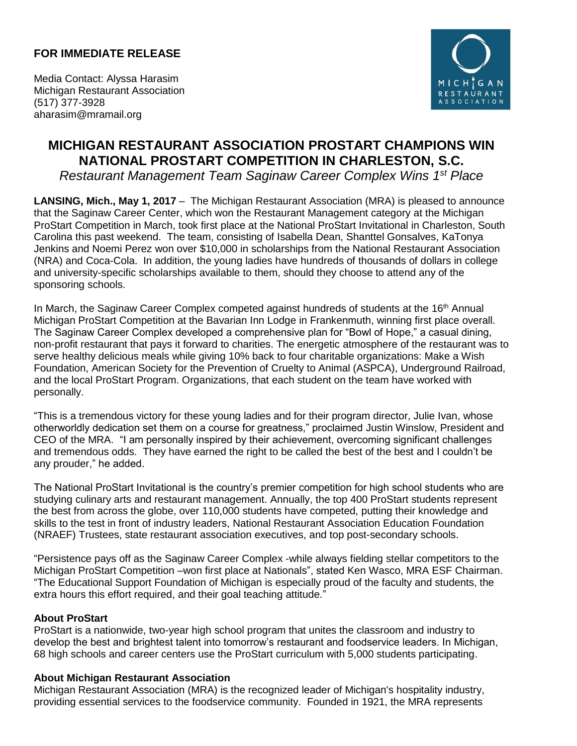**FOR IMMEDIATE RELEASE**

Media Contact: Alyssa Harasim
Michigan Restaurant Association
(517) 377-3928
aharasim@mramail.org

# MICHIGAN RESTAURANT ASSOCIATION PROSTART CHAMPIONS WIN NATIONAL PROSTART COMPETITION IN CHARLESTON, S.C.

*Restaurant Management Team Saginaw Career Complex Wins 1st Place*

**LANSING, Mich., May 1, 2017** – The Michigan Restaurant Association (MRA) is pleased to announce that the Saginaw Career Center, which won the Restaurant Management category at the Michigan ProStart Competition in March, took first place at the National ProStart Invitational in Charleston, South Carolina this past weekend. The team, consisting of Isabella Dean, Shanttel Gonsalves, KaTonya Jenkins and Noemi Perez won over $10,000 in scholarships from the National Restaurant Association (NRA) and Coca-Cola. In addition, the young ladies have hundreds of thousands of dollars in college and university-specific scholarships available to them, should they choose to attend any of the sponsoring schools.

In March, the Saginaw Career Complex competed against hundreds of students at the 16th Annual Michigan ProStart Competition at the Bavarian Inn Lodge in Frankenmuth, winning first place overall. The Saginaw Career Complex developed a comprehensive plan for "Bowl of Hope," a casual dining, non-profit restaurant that pays it forward to charities. The energetic atmosphere of the restaurant was to serve healthy delicious meals while giving 10% back to four charitable organizations: Make a Wish Foundation, American Society for the Prevention of Cruelty to Animal (ASPCA), Underground Railroad, and the local ProStart Program. Organizations, that each student on the team have worked with personally.

"This is a tremendous victory for these young ladies and for their program director, Julie Ivan, whose otherworldly dedication set them on a course for greatness," proclaimed Justin Winslow, President and CEO of the MRA. "I am personally inspired by their achievement, overcoming significant challenges and tremendous odds. They have earned the right to be called the best of the best and I couldn't be any prouder," he added.

The National ProStart Invitational is the country's premier competition for high school students who are studying culinary arts and restaurant management. Annually, the top 400 ProStart students represent the best from across the globe, over 110,000 students have competed, putting their knowledge and skills to the test in front of industry leaders, National Restaurant Association Education Foundation (NRAEF) Trustees, state restaurant association executives, and top post-secondary schools.

"Persistence pays off as the Saginaw Career Complex -while always fielding stellar competitors to the Michigan ProStart Competition –won first place at Nationals", stated Ken Wasco, MRA ESF Chairman. "The Educational Support Foundation of Michigan is especially proud of the faculty and students, the extra hours this effort required, and their goal teaching attitude."

**About ProStart**

ProStart is a nationwide, two-year high school program that unites the classroom and industry to develop the best and brightest talent into tomorrow's restaurant and foodservice leaders. In Michigan, 68 high schools and career centers use the ProStart curriculum with 5,000 students participating.

**About Michigan Restaurant Association**

Michigan Restaurant Association (MRA) is the recognized leader of Michigan's hospitality industry, providing essential services to the foodservice community. Founded in 1921, the MRA represents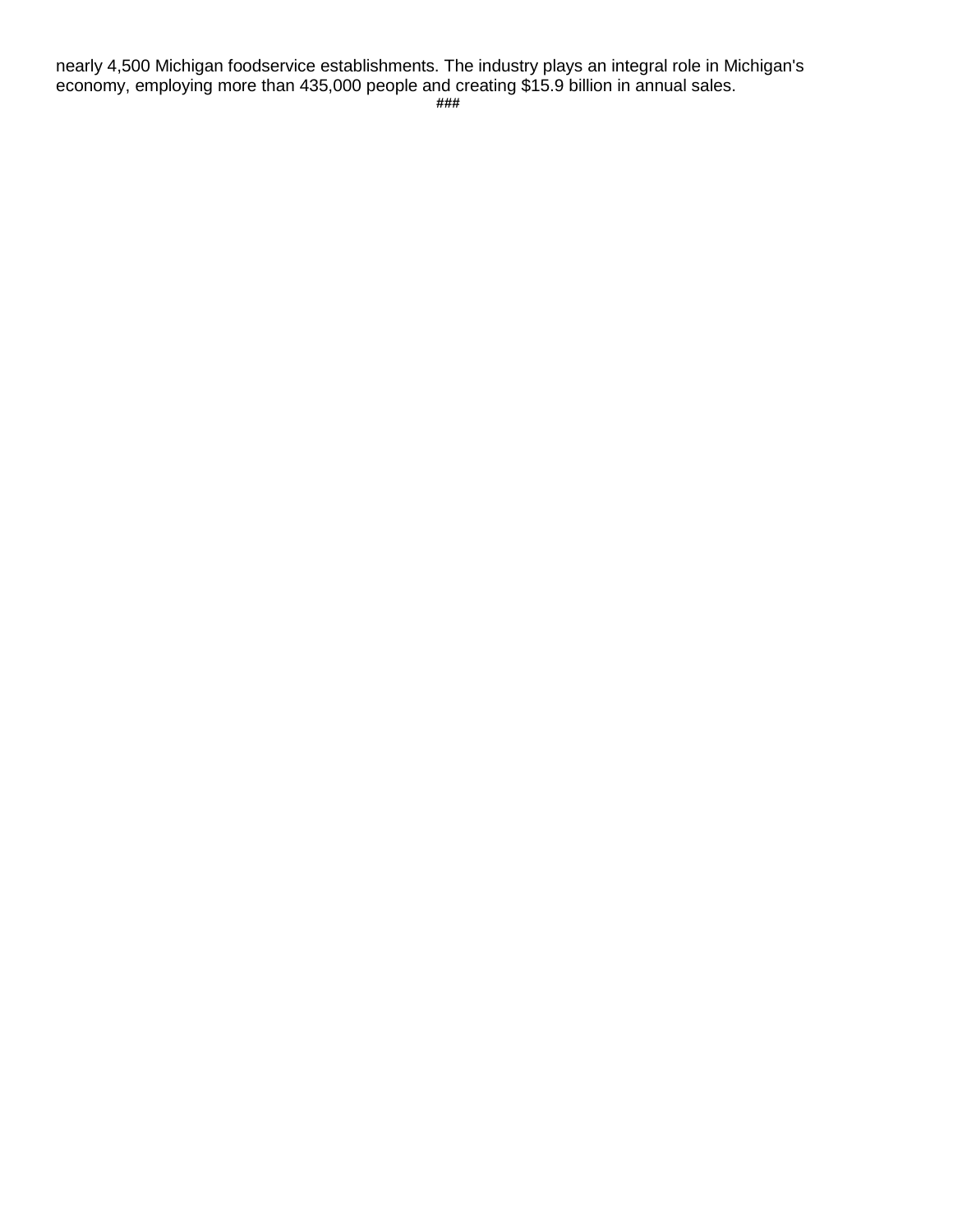nearly 4,500 Michigan foodservice establishments. The industry plays an integral role in Michigan's economy, employing more than 435,000 people and creating $15.9 billion in annual sales.

###